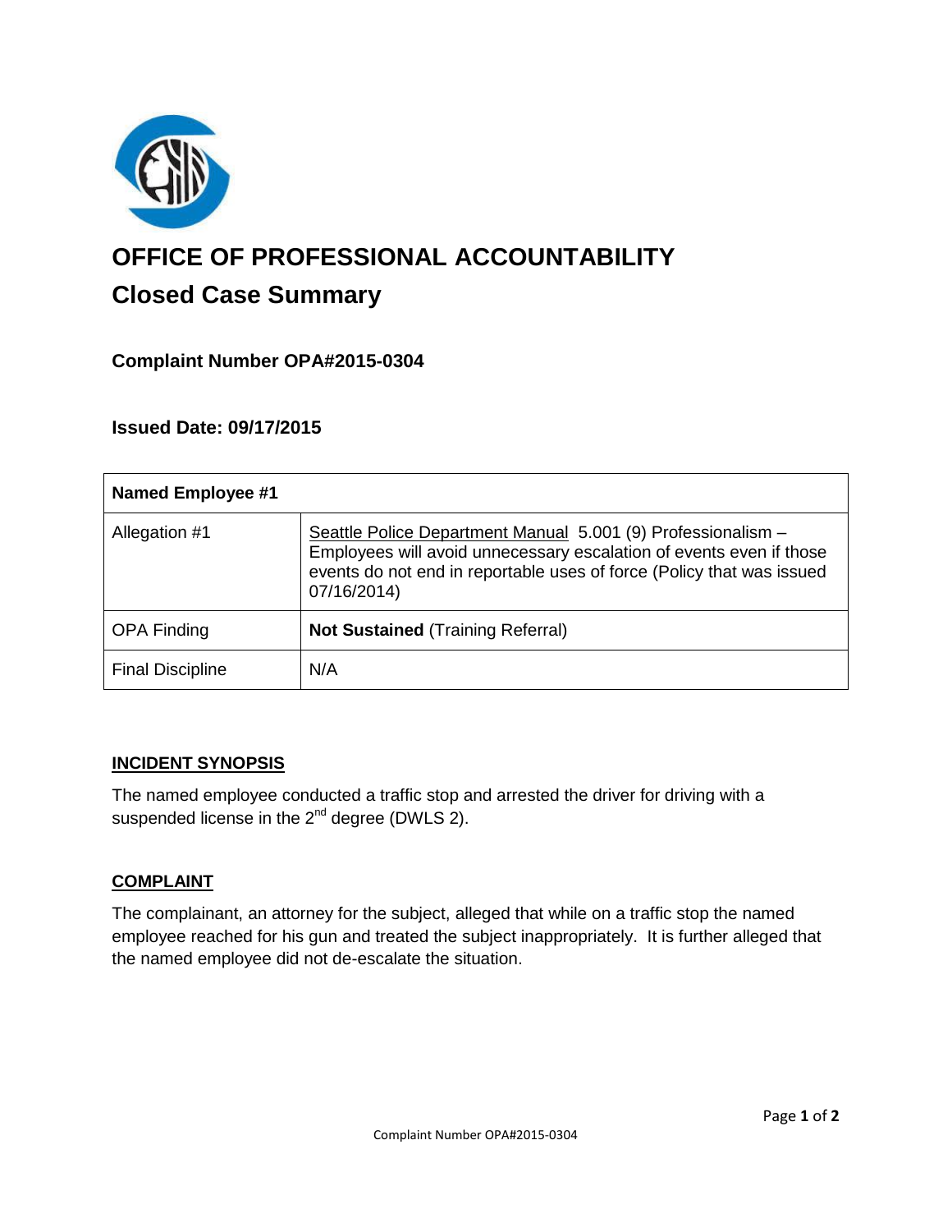# OFFICE OF PROFESSIONAL ACCOUNTABILITY

## Closed Case Summary

### Complaint Number OPA#2015-0304

### Issued Date: 09/17/2015

| Named Employee #1 | |
|---|---|
| Allegation #1 | Seattle Police Department Manual 5.001 (9) Professionalism – Employees will avoid unnecessary escalation of events even if those events do not end in reportable uses of force (Policy that was issued 07/16/2014) |
| OPA Finding | **Not Sustained** (Training Referral) |
| Final Discipline | N/A |

**INCIDENT SYNOPSIS**

The named employee conducted a traffic stop and arrested the driver for driving with a suspended license in the 2nd degree (DWLS 2).

**COMPLAINT**

The complainant, an attorney for the subject, alleged that while on a traffic stop the named employee reached for his gun and treated the subject inappropriately. It is further alleged that the named employee did not de-escalate the situation.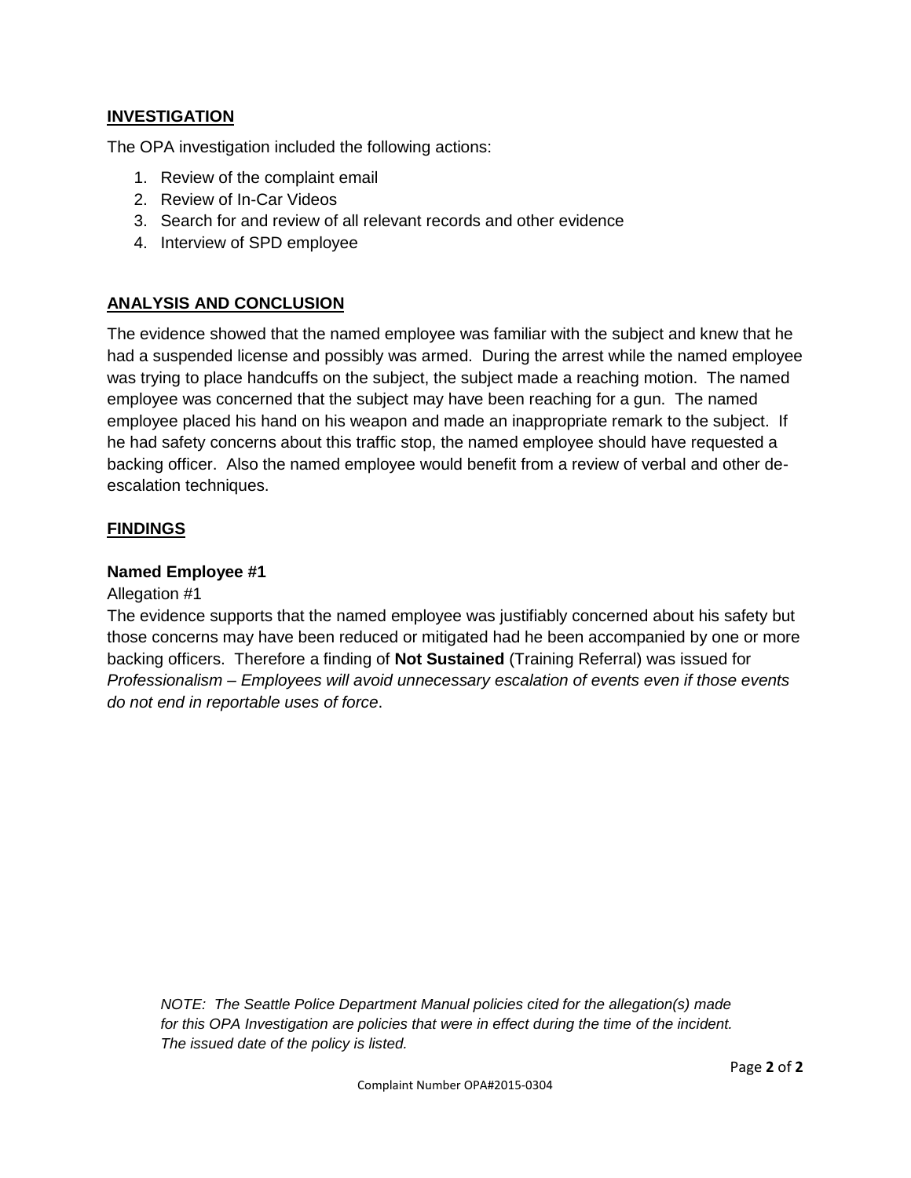## INVESTIGATION

The OPA investigation included the following actions:

1. Review of the complaint email
2. Review of In-Car Videos
3. Search for and review of all relevant records and other evidence
4. Interview of SPD employee

## ANALYSIS AND CONCLUSION

The evidence showed that the named employee was familiar with the subject and knew that he had a suspended license and possibly was armed. During the arrest while the named employee was trying to place handcuffs on the subject, the subject made a reaching motion. The named employee was concerned that the subject may have been reaching for a gun. The named employee placed his hand on his weapon and made an inappropriate remark to the subject. If he had safety concerns about this traffic stop, the named employee should have requested a backing officer. Also the named employee would benefit from a review of verbal and other de-escalation techniques.

## FINDINGS

### Named Employee #1

Allegation #1

The evidence supports that the named employee was justifiably concerned about his safety but those concerns may have been reduced or mitigated had he been accompanied by one or more backing officers. Therefore a finding of **Not Sustained** (Training Referral) was issued for *Professionalism – Employees will avoid unnecessary escalation of events even if those events do not end in reportable uses of force*.

*NOTE: The Seattle Police Department Manual policies cited for the allegation(s) made for this OPA Investigation are policies that were in effect during the time of the incident. The issued date of the policy is listed.*

Complaint Number OPA#2015-0304